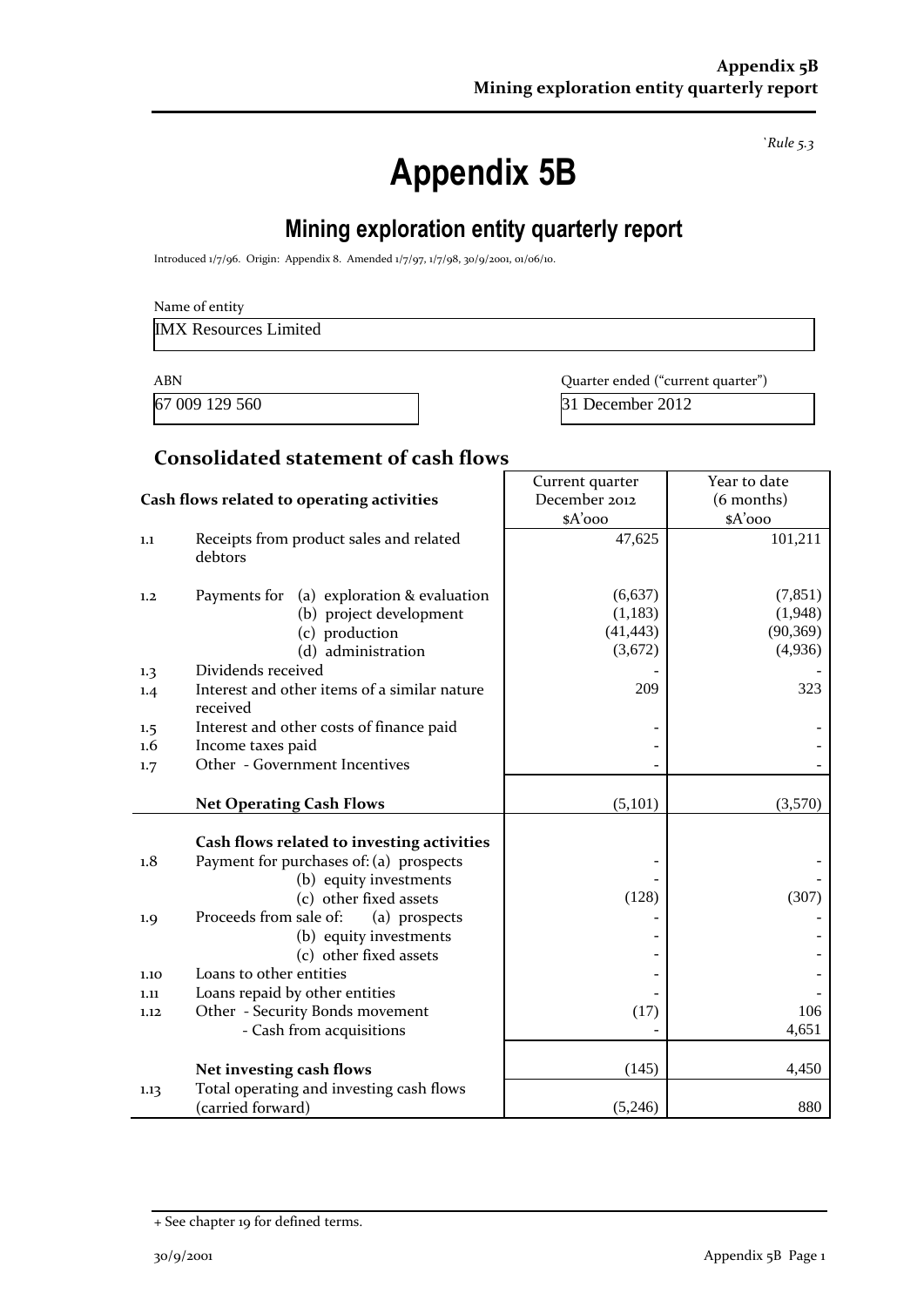*`Rule 5.3*

# Appendix 5B

## Mining exploration entity quarterly report

Introduced 1/7/96. Origin: Appendix 8. Amended 1/7/97, 1/7/98, 30/9/2001, 01/06/10.

Name of entity

IMX Resources Limited

| ABN | Quarter ended ("current quarter") |
|---|---|
| 67 009 129 560 | 31 December 2012 |

### Consolidated statement of cash flows

| | Cash flows related to operating activities | Current quarter December 2012 $A'000 | Year to date (6 months) $A'000 |
|---|---|---|---|
| 1.1 | Receipts from product sales and related debtors | 47,625 | 101,211 |
| 1.2 | Payments for (a) exploration & evaluation | (6,637) | (7,851) |
| | (b) project development | (1,183) | (1,948) |
| | (c) production | (41,443) | (90,369) |
| | (d) administration | (3,672) | (4,936) |
| 1.3 | Dividends received | - | - |
| 1.4 | Interest and other items of a similar nature received | 209 | 323 |
| 1.5 | Interest and other costs of finance paid | - | - |
| 1.6 | Income taxes paid | - | - |
| 1.7 | Other - Government Incentives | - | - |
| | **Net Operating Cash Flows** | (5,101) | (3,570) |
| | **Cash flows related to investing activities** | | |
| 1.8 | Payment for purchases of: (a) prospects | - | - |
| | (b) equity investments | - | - |
| | (c) other fixed assets | (128) | (307) |
| 1.9 | Proceeds from sale of: (a) prospects | - | - |
| | (b) equity investments | - | - |
| | (c) other fixed assets | - | - |
| 1.10 | Loans to other entities | - | - |
| 1.11 | Loans repaid by other entities | - | - |
| 1.12 | Other - Security Bonds movement | (17) | 106 |
| | - Cash from acquisitions | - | 4,651 |
| | **Net investing cash flows** | (145) | 4,450 |
| 1.13 | Total operating and investing cash flows (carried forward) | (5,246) | 880 |

+ See chapter 19 for defined terms.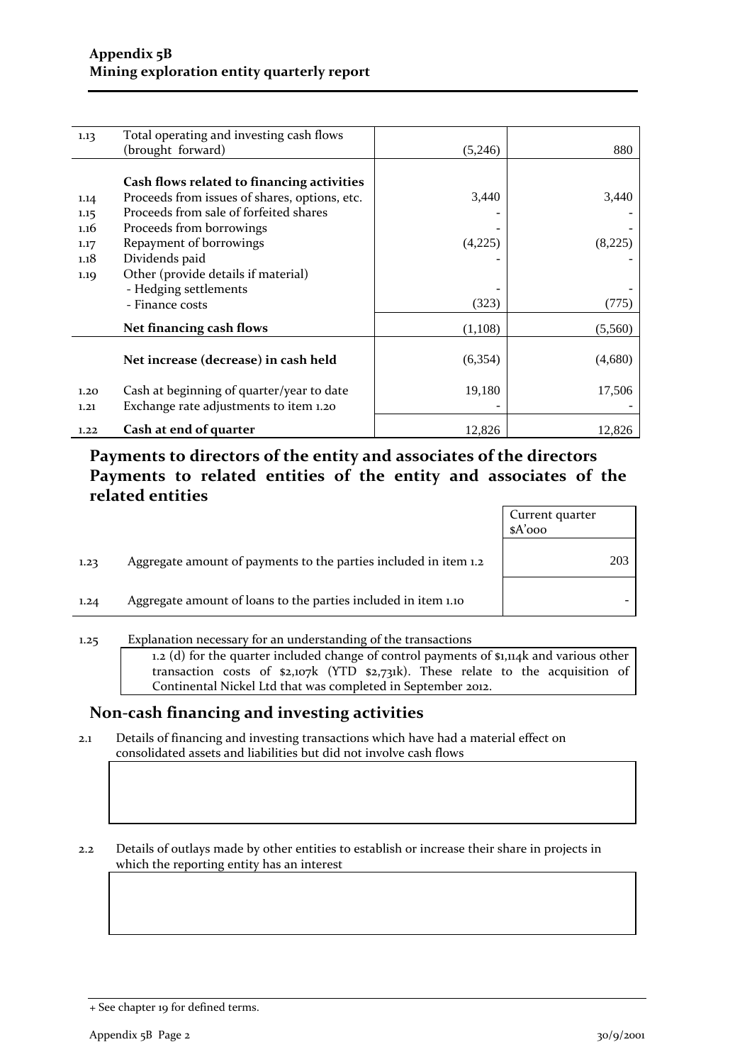| | | | |
|---|---|---|---|
| 1.13 | Total operating and investing cash flows (brought forward) | (5,246) | 880 |
| | **Cash flows related to financing activities** | | |
| 1.14 | Proceeds from issues of shares, options, etc. | 3,440 | 3,440 |
| 1.15 | Proceeds from sale of forfeited shares | - | - |
| 1.16 | Proceeds from borrowings | - | - |
| 1.17 | Repayment of borrowings | (4,225) | (8,225) |
| 1.18 | Dividends paid | - | - |
| 1.19 | Other (provide details if material) | | |
| | - Hedging settlements | - | - |
| | - Finance costs | (323) | (775) |
| | **Net financing cash flows** | (1,108) | (5,560) |
| | **Net increase (decrease) in cash held** | (6,354) | (4,680) |
| 1.20 | Cash at beginning of quarter/year to date | 19,180 | 17,506 |
| 1.21 | Exchange rate adjustments to item 1.20 | - | - |
| 1.22 | **Cash at end of quarter** | 12,826 | 12,826 |

## Payments to directors of the entity and associates of the directors Payments to related entities of the entity and associates of the related entities

| | | Current quarter $A'000 |
|---|---|---|
| 1.23 | Aggregate amount of payments to the parties included in item 1.2 | 203 |
| 1.24 | Aggregate amount of loans to the parties included in item 1.10 | - |

1.25 Explanation necessary for an understanding of the transactions

1.2 (d) for the quarter included change of control payments of $1,114k and various other transaction costs of $2,107k (YTD $2,731k). These relate to the acquisition of Continental Nickel Ltd that was completed in September 2012.

## Non-cash financing and investing activities

2.1 Details of financing and investing transactions which have had a material effect on consolidated assets and liabilities but did not involve cash flows

2.2 Details of outlays made by other entities to establish or increase their share in projects in which the reporting entity has an interest

+ See chapter 19 for defined terms.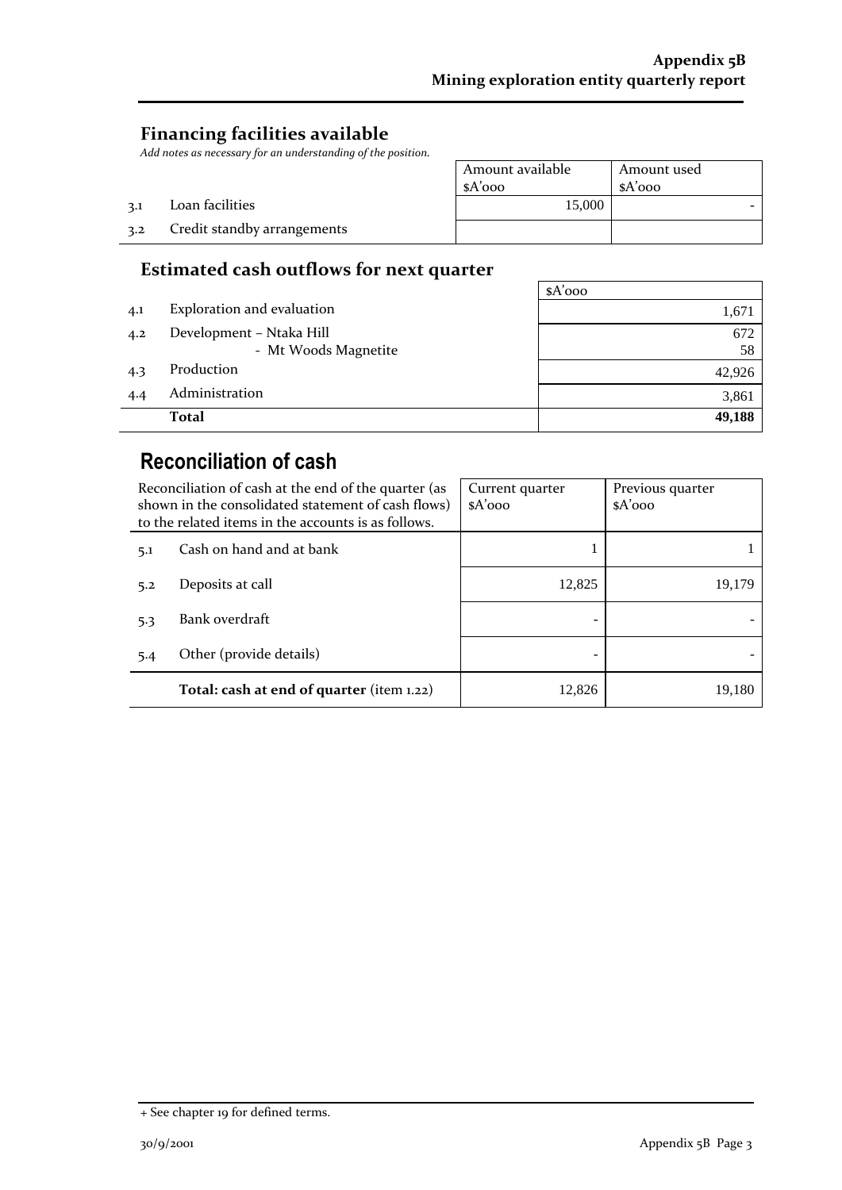## Financing facilities available

*Add notes as necessary for an understanding of the position.*

| | | Amount available $A'000 | Amount used $A'000 |
|---|---|---|---|
| 3.1 | Loan facilities | 15,000 | - |
| 3.2 | Credit standby arrangements | | |

## Estimated cash outflows for next quarter

| | | $A'000 |
|---|---|---|
| 4.1 | Exploration and evaluation | 1,671 |
| 4.2 | Development – Ntaka Hill | 672 |
| | - Mt Woods Magnetite | 58 |
| 4.3 | Production | 42,926 |
| 4.4 | Administration | 3,861 |
| | **Total** | **49,188** |

# Reconciliation of cash

| Reconciliation of cash at the end of the quarter (as shown in the consolidated statement of cash flows) to the related items in the accounts is as follows. | | Current quarter $A'000 | Previous quarter $A'000 |
|---|---|---|---|
| 5.1 | Cash on hand and at bank | 1 | 1 |
| 5.2 | Deposits at call | 12,825 | 19,179 |
| 5.3 | Bank overdraft | - | - |
| 5.4 | Other (provide details) | - | - |
| | **Total: cash at end of quarter** (item 1.22) | 12,826 | 19,180 |

+ See chapter 19 for defined terms.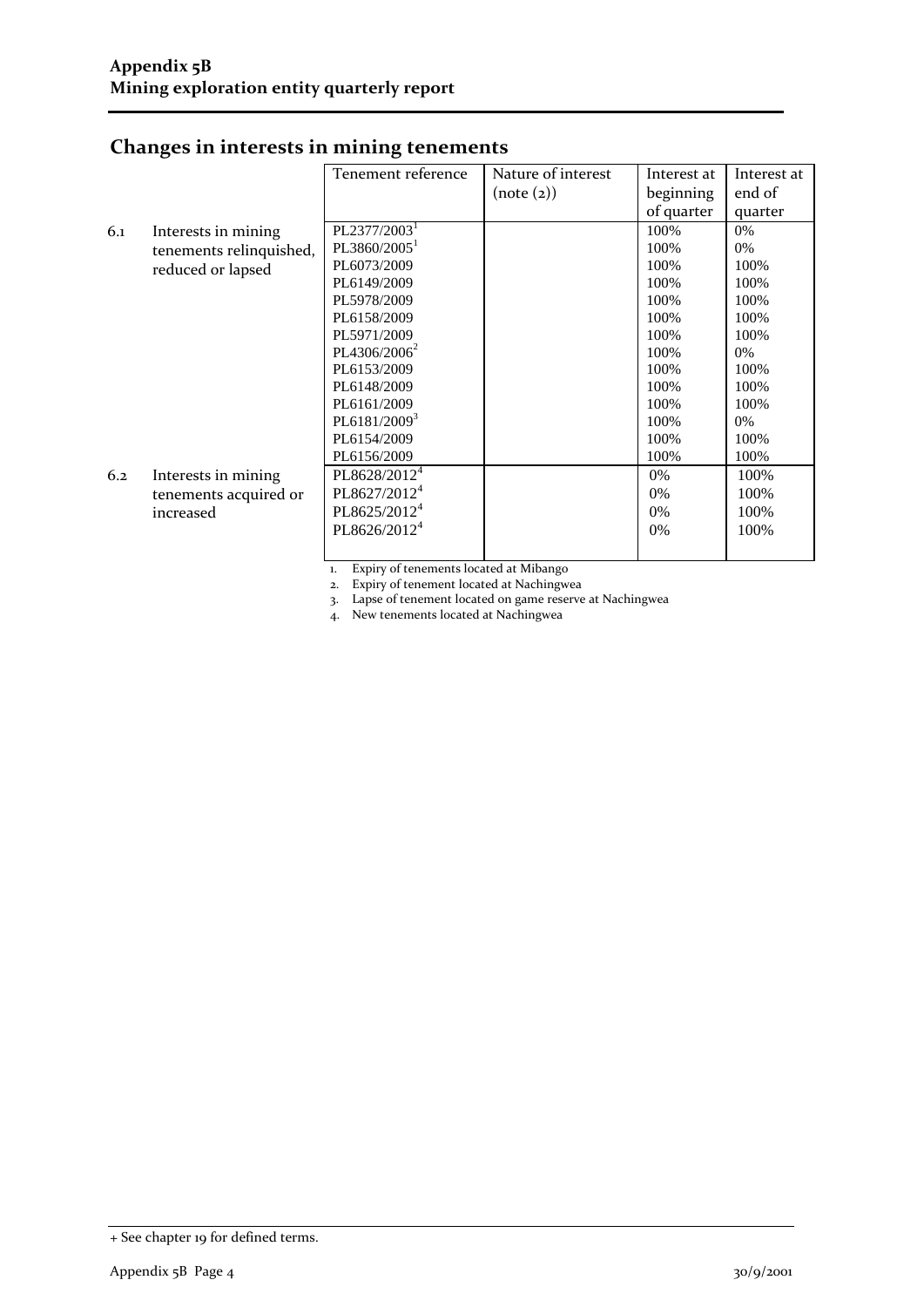**Appendix 5B**
**Mining exploration entity quarterly report**

## Changes in interests in mining tenements

| | | Tenement reference | Nature of interest (note (2)) | Interest at beginning of quarter | Interest at end of quarter |
|---|---|---|---|---|---|
| 6.1 | Interests in mining tenements relinquished, reduced or lapsed | PL2377/2003[1] | | 100% | 0% |
| | | PL3860/2005[1] | | 100% | 0% |
| | | PL6073/2009 | | 100% | 100% |
| | | PL6149/2009 | | 100% | 100% |
| | | PL5978/2009 | | 100% | 100% |
| | | PL6158/2009 | | 100% | 100% |
| | | PL5971/2009 | | 100% | 100% |
| | | PL4306/2006[2] | | 100% | 0% |
| | | PL6153/2009 | | 100% | 100% |
| | | PL6148/2009 | | 100% | 100% |
| | | PL6161/2009 | | 100% | 100% |
| | | PL6181/2009[3] | | 100% | 0% |
| | | PL6154/2009 | | 100% | 100% |
| | | PL6156/2009 | | 100% | 100% |
| 6.2 | Interests in mining tenements acquired or increased | PL8628/2012[4] | | 0% | 100% |
| | | PL8627/2012[4] | | 0% | 100% |
| | | PL8625/2012[4] | | 0% | 100% |
| | | PL8626/2012[4] | | 0% | 100% |

1. Expiry of tenements located at Mibango
2. Expiry of tenement located at Nachingwea
3. Lapse of tenement located on game reserve at Nachingwea
4. New tenements located at Nachingwea

+ See chapter 19 for defined terms.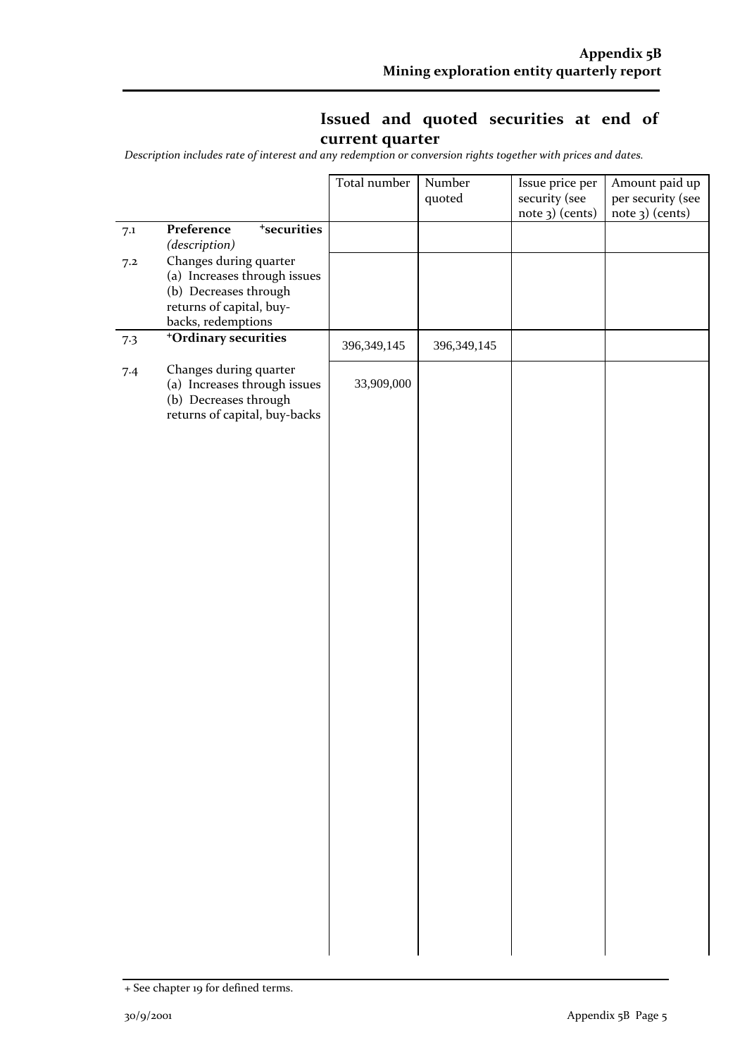## Issued and quoted securities at end of current quarter

*Description includes rate of interest and any redemption or conversion rights together with prices and dates.*

| | | Total number | Number quoted | Issue price per security (see note 3) (cents) | Amount paid up per security (see note 3) (cents) |
|---|---|---|---|---|---|
| 7.1 | **Preference +securities** *(description)* | | | | |
| 7.2 | Changes during quarter (a) Increases through issues (b) Decreases through returns of capital, buy-backs, redemptions | | | | |
| 7.3 | **+Ordinary securities** | 396,349,145 | 396,349,145 | | |
| 7.4 | Changes during quarter (a) Increases through issues (b) Decreases through returns of capital, buy-backs | 33,909,000 | | | |

+ See chapter 19 for defined terms.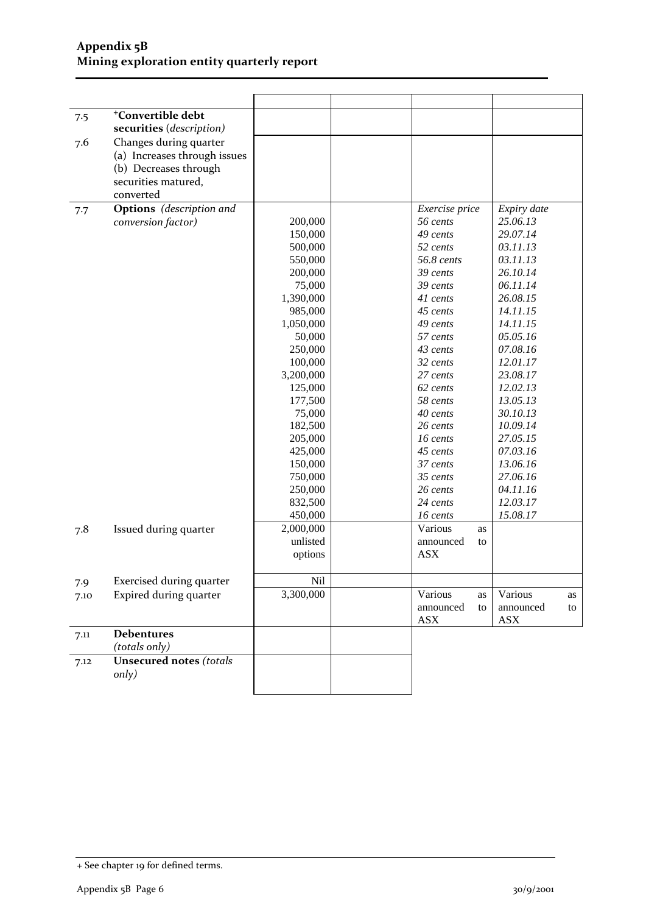| | | | | | |
|---|---|---|---|---|---|
| 7.5 | **+Convertible debt securities** (*description*) | | | | |
| 7.6 | Changes during quarter (a) Increases through issues (b) Decreases through securities matured, converted | | | | |
| 7.7 | **Options** *(description and conversion factor)* | | | *Exercise price* | *Expiry date* |
| | | 200,000 | | *56 cents* | *25.06.13* |
| | | 150,000 | | *49 cents* | *29.07.14* |
| | | 500,000 | | *52 cents* | *03.11.13* |
| | | 550,000 | | *56.8 cents* | *03.11.13* |
| | | 200,000 | | *39 cents* | *26.10.14* |
| | | 75,000 | | *39 cents* | *06.11.14* |
| | | 1,390,000 | | *41 cents* | *26.08.15* |
| | | 985,000 | | *45 cents* | *14.11.15* |
| | | 1,050,000 | | *49 cents* | *14.11.15* |
| | | 50,000 | | *57 cents* | *05.05.16* |
| | | 250,000 | | *43 cents* | *07.08.16* |
| | | 100,000 | | *32 cents* | *12.01.17* |
| | | 3,200,000 | | *27 cents* | *23.08.17* |
| | | 125,000 | | *62 cents* | *12.02.13* |
| | | 177,500 | | *58 cents* | *13.05.13* |
| | | 75,000 | | *40 cents* | *30.10.13* |
| | | 182,500 | | *26 cents* | *10.09.14* |
| | | 205,000 | | *16 cents* | *27.05.15* |
| | | 425,000 | | *45 cents* | *07.03.16* |
| | | 150,000 | | *37 cents* | *13.06.16* |
| | | 750,000 | | *35 cents* | *27.06.16* |
| | | 250,000 | | *26 cents* | *04.11.16* |
| | | 832,500 | | *24 cents* | *12.03.17* |
| | | 450,000 | | *16 cents* | *15.08.17* |
| 7.8 | Issued during quarter | 2,000,000 unlisted options | | Various as announced to ASX | |
| 7.9 | Exercised during quarter | Nil | | | |
| 7.10 | Expired during quarter | 3,300,000 | | Various as announced to ASX | Various as announced to ASX |
| 7.11 | **Debentures** *(totals only)* | | | | |
| 7.12 | **Unsecured notes** *(totals only)* | | | | |

+ See chapter 19 for defined terms.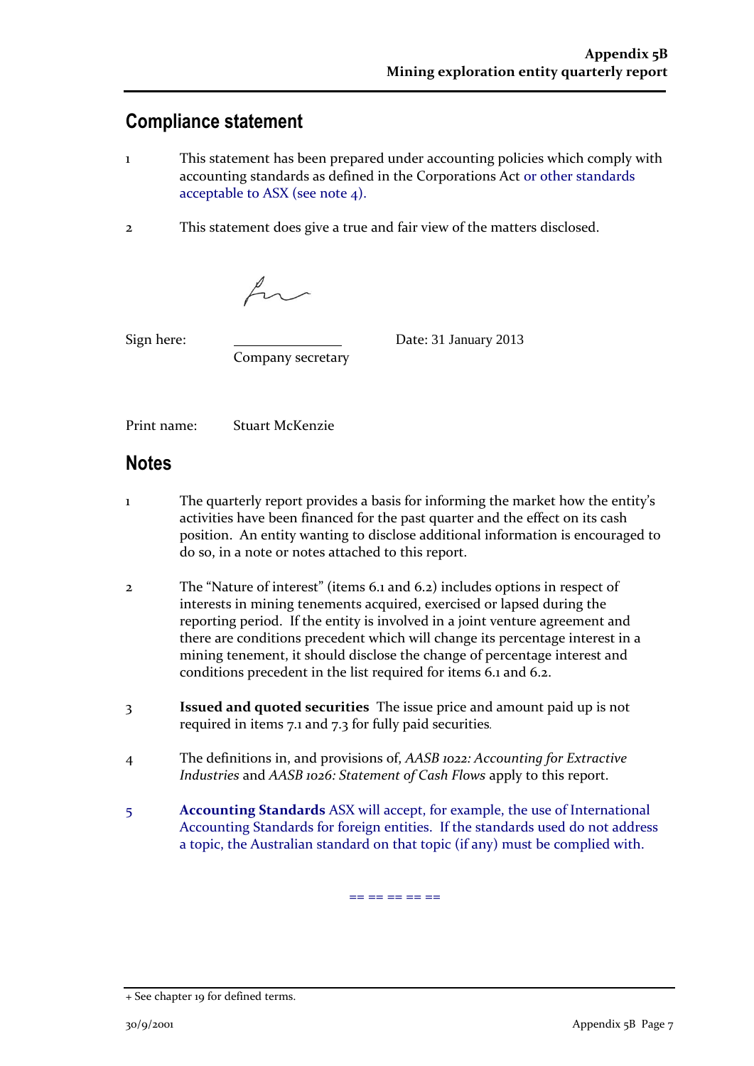## Compliance statement

1 This statement has been prepared under accounting policies which comply with accounting standards as defined in the Corporations Act or other standards acceptable to ASX (see note 4).

2 This statement does give a true and fair view of the matters disclosed.

Sign here: ............................................ Date: 31 January 2013
Company secretary

Print name: Stuart McKenzie

## Notes

1 The quarterly report provides a basis for informing the market how the entity's activities have been financed for the past quarter and the effect on its cash position. An entity wanting to disclose additional information is encouraged to do so, in a note or notes attached to this report.

2 The "Nature of interest" (items 6.1 and 6.2) includes options in respect of interests in mining tenements acquired, exercised or lapsed during the reporting period. If the entity is involved in a joint venture agreement and there are conditions precedent which will change its percentage interest in a mining tenement, it should disclose the change of percentage interest and conditions precedent in the list required for items 6.1 and 6.2.

3 **Issued and quoted securities** The issue price and amount paid up is not required in items 7.1 and 7.3 for fully paid securities.

4 The definitions in, and provisions of, *AASB 1022: Accounting for Extractive Industries* and *AASB 1026: Statement of Cash Flows* apply to this report.

5 **Accounting Standards** ASX will accept, for example, the use of International Accounting Standards for foreign entities. If the standards used do not address a topic, the Australian standard on that topic (if any) must be complied with.

== == == == ==

+ See chapter 19 for defined terms.